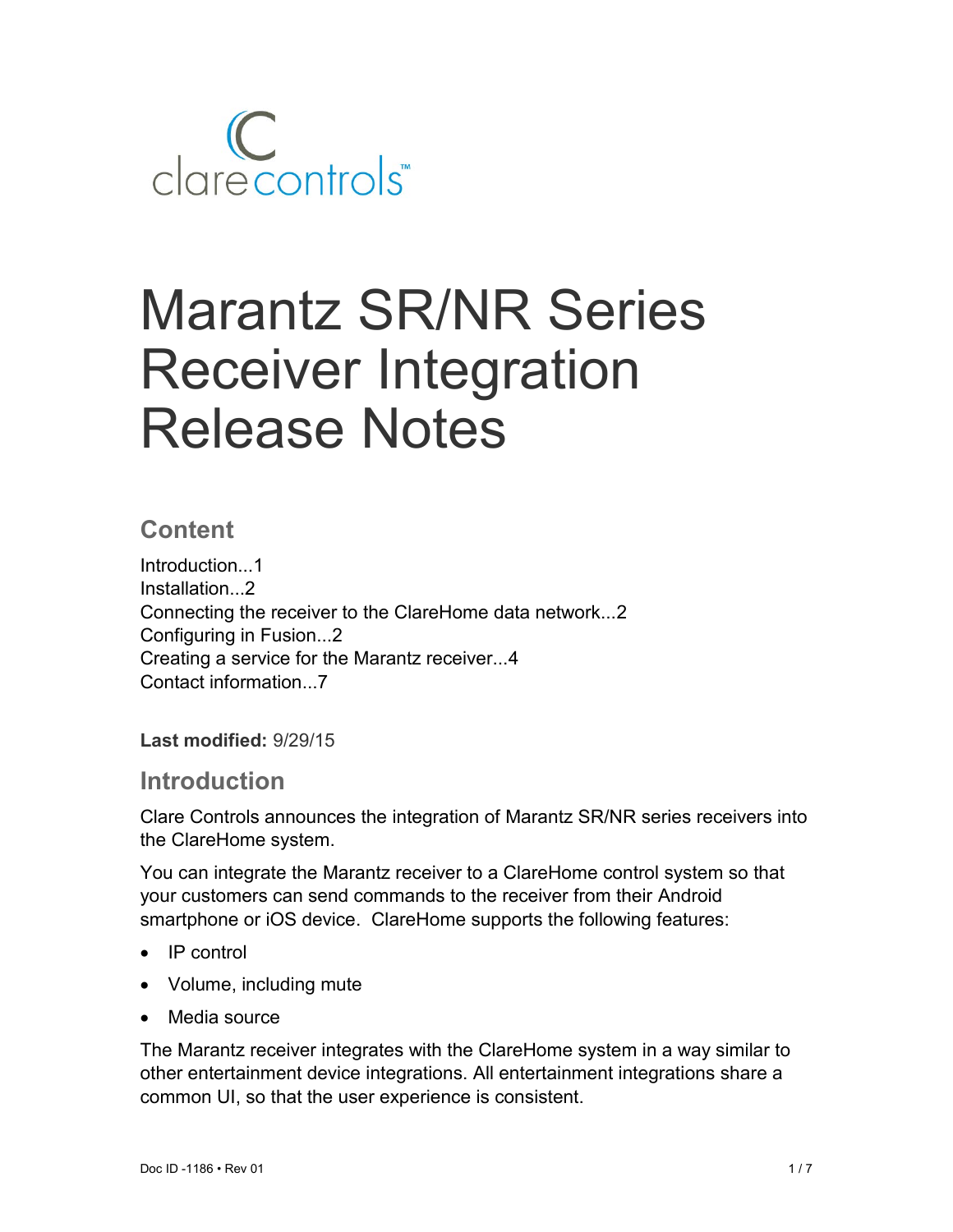clarecontrols™

# Marantz SR/NR Series Receiver Integration Release Notes

## Content

Introduction...1
Installation...2
Connecting the receiver to the ClareHome data network...2
Configuring in Fusion...2
Creating a service for the Marantz receiver...4
Contact information...7

**Last modified:** 9/29/15

## Introduction

Clare Controls announces the integration of Marantz SR/NR series receivers into the ClareHome system.

You can integrate the Marantz receiver to a ClareHome control system so that your customers can send commands to the receiver from their Android smartphone or iOS device. ClareHome supports the following features:

- IP control
- Volume, including mute
- Media source

The Marantz receiver integrates with the ClareHome system in a way similar to other entertainment device integrations. All entertainment integrations share a common UI, so that the user experience is consistent.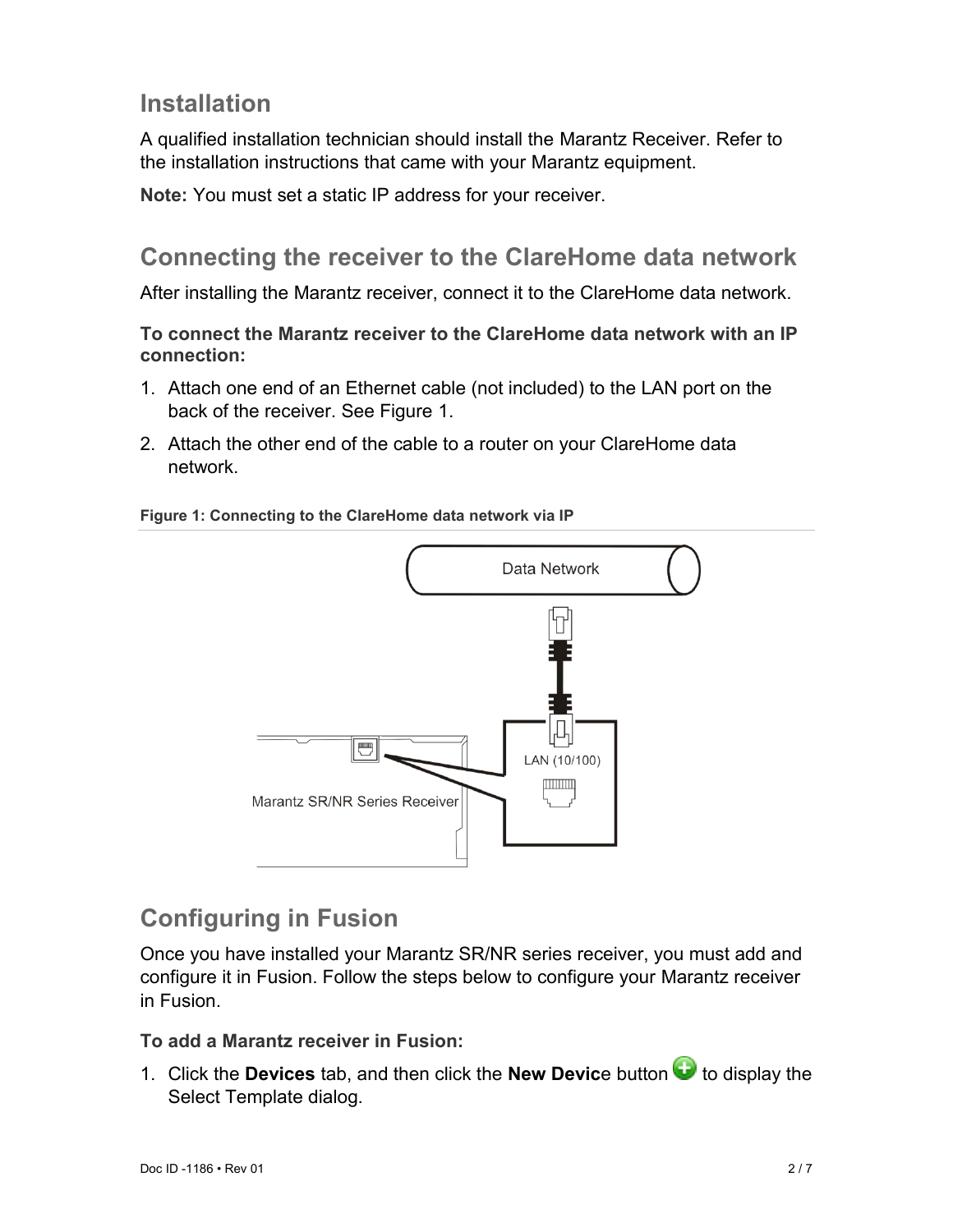## Installation

A qualified installation technician should install the Marantz Receiver. Refer to the installation instructions that came with your Marantz equipment.

**Note:** You must set a static IP address for your receiver.

## Connecting the receiver to the ClareHome data network

After installing the Marantz receiver, connect it to the ClareHome data network.

**To connect the Marantz receiver to the ClareHome data network with an IP connection:**

1. Attach one end of an Ethernet cable (not included) to the LAN port on the back of the receiver. See Figure 1.
2. Attach the other end of the cable to a router on your ClareHome data network.

**Figure 1: Connecting to the ClareHome data network via IP**

## Configuring in Fusion

Once you have installed your Marantz SR/NR series receiver, you must add and configure it in Fusion. Follow the steps below to configure your Marantz receiver in Fusion.

**To add a Marantz receiver in Fusion:**

1. Click the **Devices** tab, and then click the **New Devic**e button to display the Select Template dialog.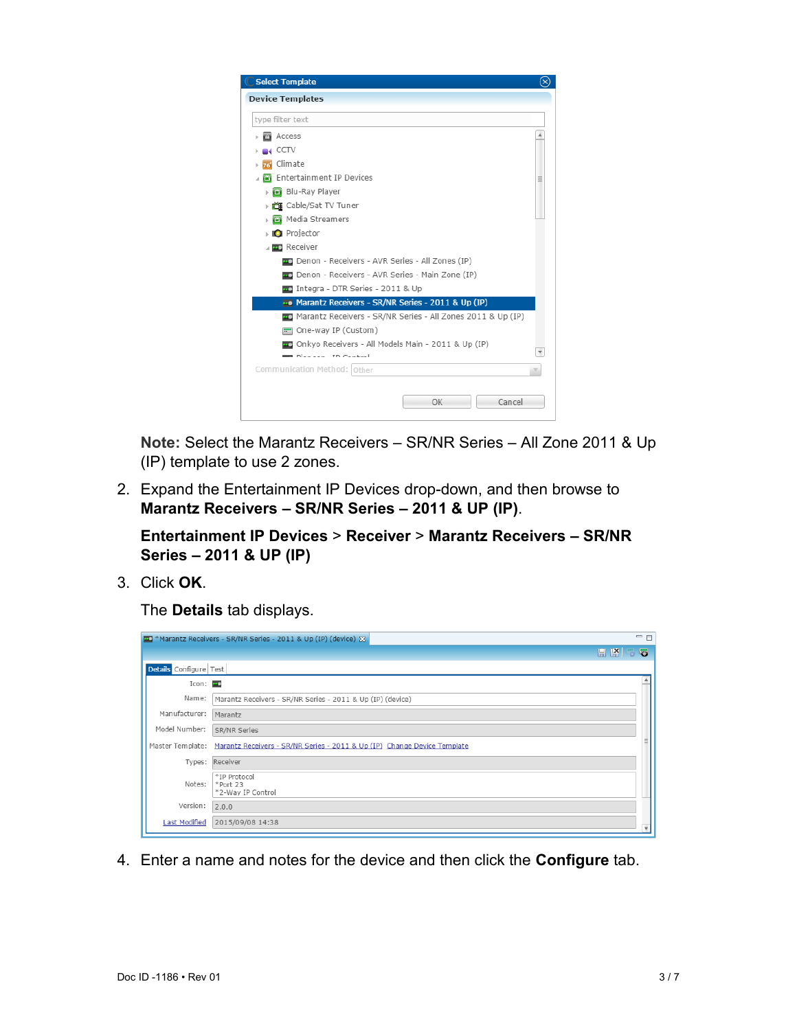**Note:** Select the Marantz Receivers – SR/NR Series – All Zone 2011 & Up (IP) template to use 2 zones.

2. Expand the Entertainment IP Devices drop-down, and then browse to **Marantz Receivers – SR/NR Series – 2011 & UP (IP)**.

   **Entertainment IP Devices** > **Receiver** > **Marantz Receivers – SR/NR Series – 2011 & UP (IP)**

3. Click **OK**.

   The **Details** tab displays.

4. Enter a name and notes for the device and then click the **Configure** tab.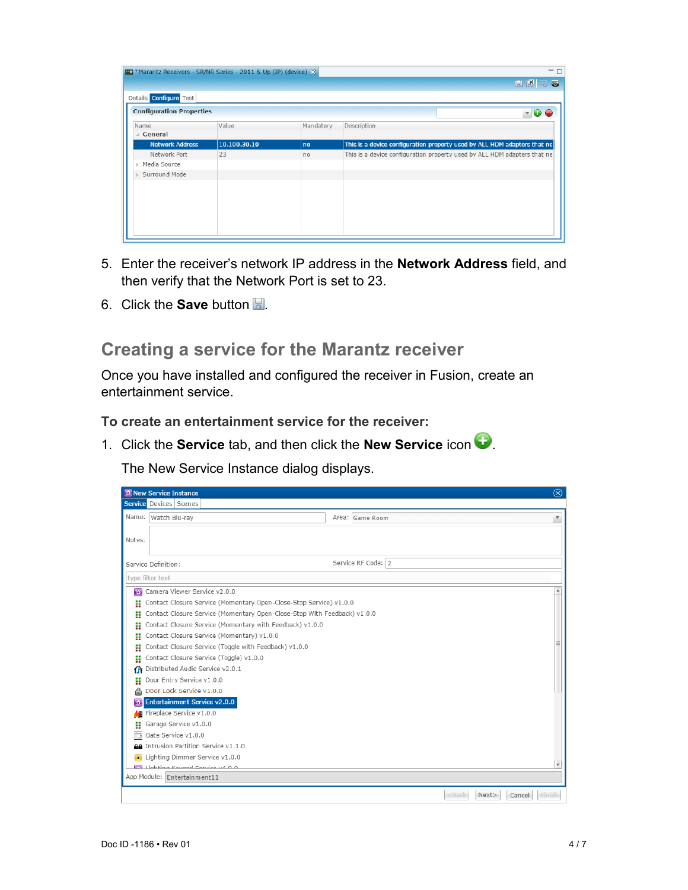5. Enter the receiver's network IP address in the **Network Address** field, and then verify that the Network Port is set to 23.

6. Click the **Save** button.

## Creating a service for the Marantz receiver

Once you have installed and configured the receiver in Fusion, create an entertainment service.

### To create an entertainment service for the receiver:

1. Click the **Service** tab, and then click the **New Service** icon.

   The New Service Instance dialog displays.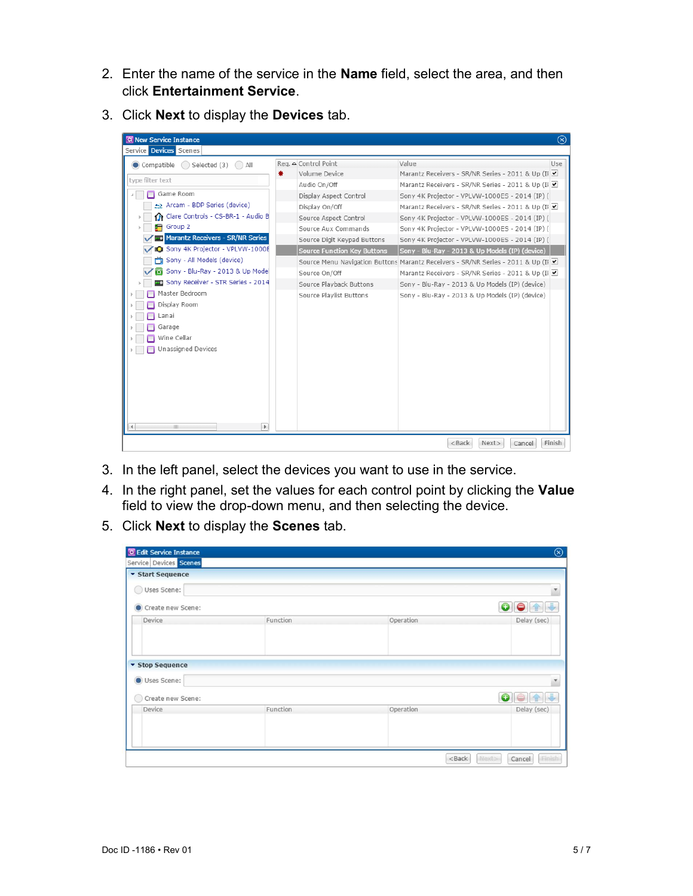2. Enter the name of the service in the **Name** field, select the area, and then click **Entertainment Service**.

3. Click **Next** to display the **Devices** tab.

3. In the left panel, select the devices you want to use in the service.

4. In the right panel, set the values for each control point by clicking the **Value** field to view the drop-down menu, and then selecting the device.

5. Click **Next** to display the **Scenes** tab.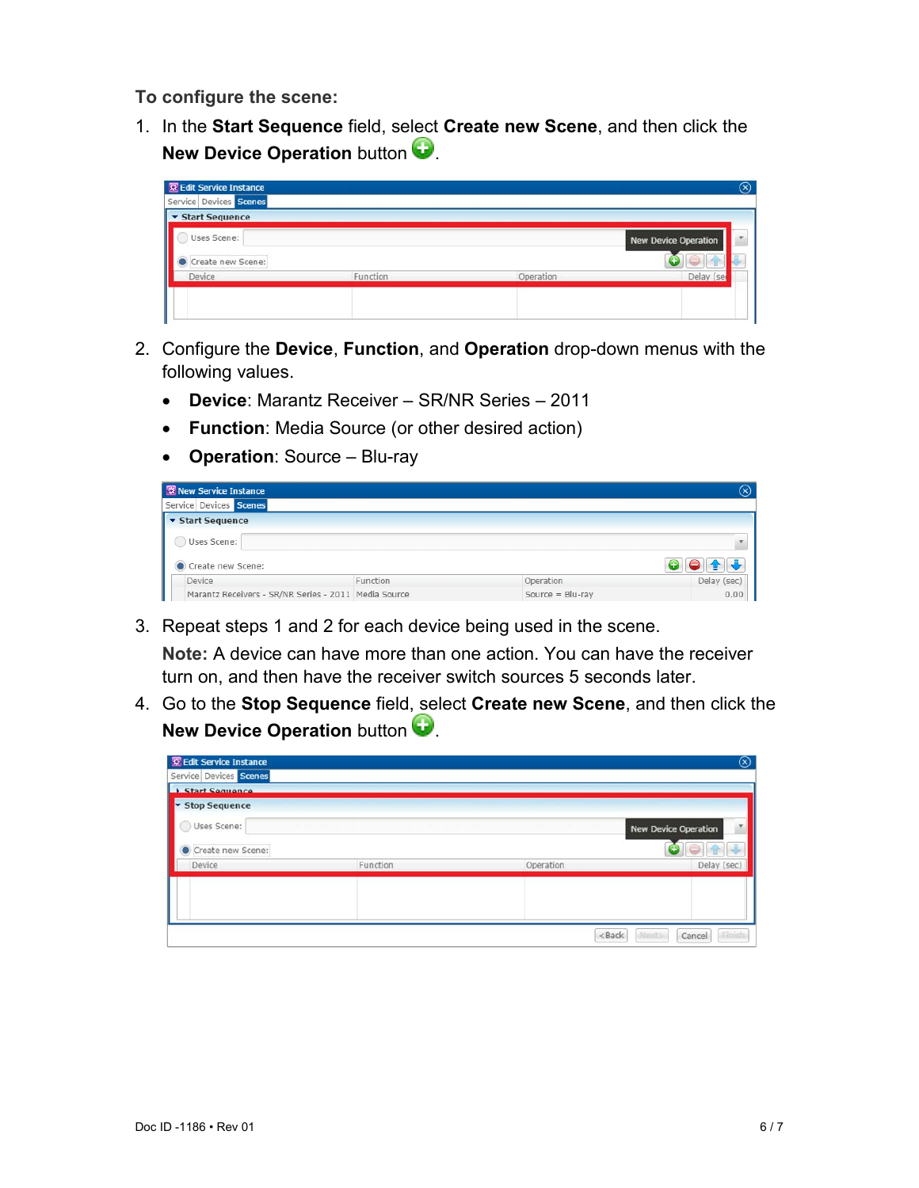**To configure the scene:**

1. In the **Start Sequence** field, select **Create new Scene**, and then click the **New Device Operation** button .

2. Configure the **Device**, **Function**, and **Operation** drop-down menus with the following values.
   - **Device**: Marantz Receiver – SR/NR Series – 2011
   - **Function**: Media Source (or other desired action)
   - **Operation**: Source – Blu-ray

3. Repeat steps 1 and 2 for each device being used in the scene.

   **Note:** A device can have more than one action. You can have the receiver turn on, and then have the receiver switch sources 5 seconds later.

4. Go to the **Stop Sequence** field, select **Create new Scene**, and then click the **New Device Operation** button .

Doc ID -1186 • Rev 01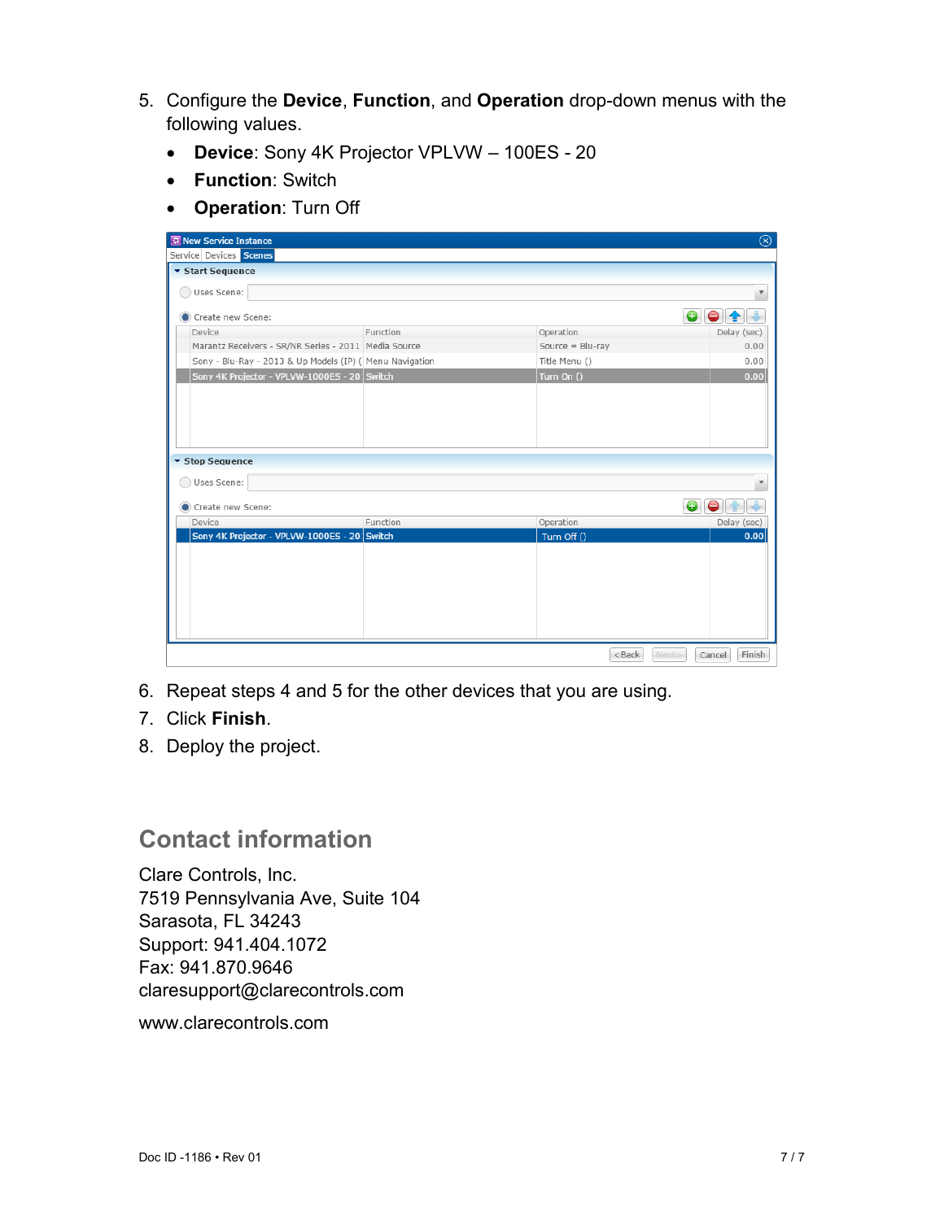5. Configure the **Device**, **Function**, and **Operation** drop-down menus with the following values.
   - **Device**: Sony 4K Projector VPLVW – 100ES - 20
   - **Function**: Switch
   - **Operation**: Turn Off

6. Repeat steps 4 and 5 for the other devices that you are using.
7. Click **Finish**.
8. Deploy the project.

## Contact information

Clare Controls, Inc.
7519 Pennsylvania Ave, Suite 104
Sarasota, FL 34243
Support: 941.404.1072
Fax: 941.870.9646
claresupport@clarecontrols.com

www.clarecontrols.com

Doc ID -1186 • Rev 01